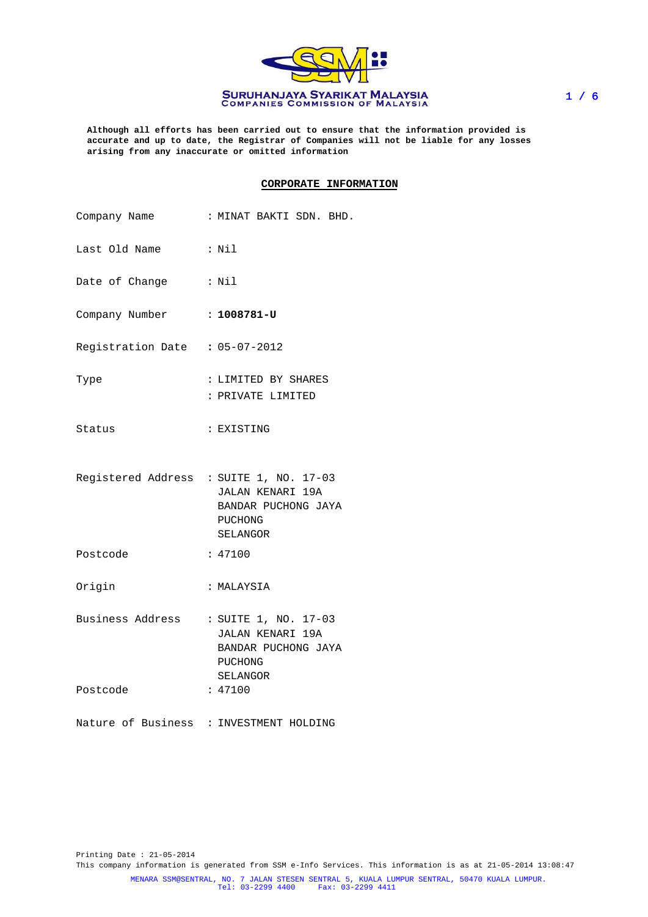**SURUHANJAYA SYARIKAT MALAYSIA**
**COMPANIES COMMISSION OF MALAYSIA**

**Although all efforts has been carried out to ensure that the information provided is accurate and up to date, the Registrar of Companies will not be liable for any losses arising from any inaccurate or omitted information**

## CORPORATE INFORMATION

| | |
|---|---|
| Company Name | : MINAT BAKTI SDN. BHD. |
| Last Old Name | : Nil |
| Date of Change | : Nil |
| Company Number | : **1008781-U** |
| Registration Date | : 05-07-2012 |
| Type | : LIMITED BY SHARES<br>: PRIVATE LIMITED |
| Status | : EXISTING |
| Registered Address | : SUITE 1, NO. 17-03<br>JALAN KENARI 19A<br>BANDAR PUCHONG JAYA<br>PUCHONG<br>SELANGOR |
| Postcode | : 47100 |
| Origin | : MALAYSIA |
| Business Address | : SUITE 1, NO. 17-03<br>JALAN KENARI 19A<br>BANDAR PUCHONG JAYA<br>PUCHONG<br>SELANGOR |
| Postcode | : 47100 |
| Nature of Business | : INVESTMENT HOLDING |

Printing Date : 21-05-2014

This company information is generated from SSM e-Info Services. This information is as at 21-05-2014 13:08:47

MENARA SSM@SENTRAL, NO. 7 JALAN STESEN SENTRAL 5, KUALA LUMPUR SENTRAL, 50470 KUALA LUMPUR.
Tel: 03-2299 4400 Fax: 03-2299 4411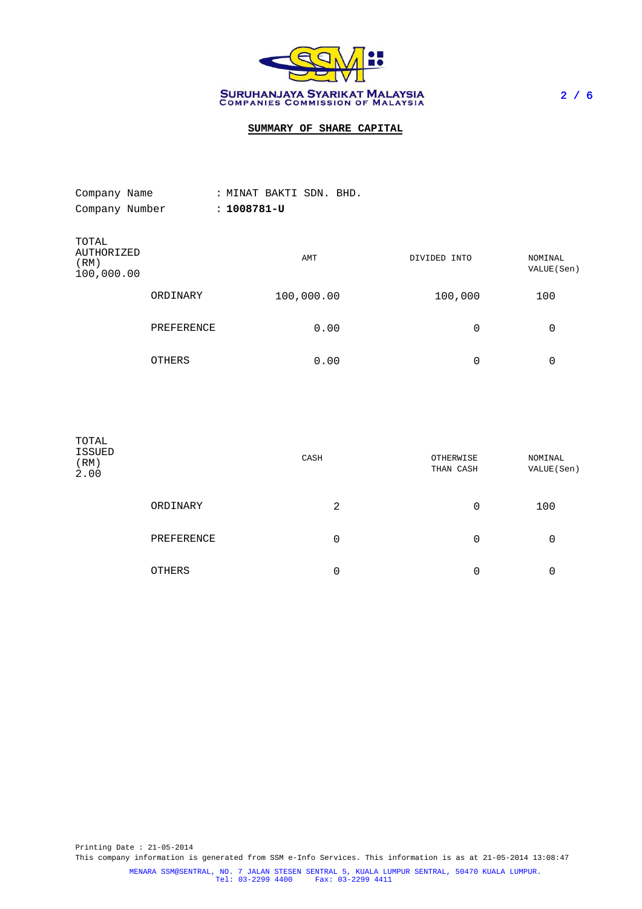SURUHANJAYA SYARIKAT MALAYSIA
COMPANIES COMMISSION OF MALAYSIA

## SUMMARY OF SHARE CAPITAL

Company Name : MINAT BAKTI SDN. BHD.
Company Number : **1008781-U**

| TOTAL AUTHORIZED (RM) 100,000.00 | | AMT | DIVIDED INTO | NOMINAL VALUE(Sen) |
|---|---|---|---|---|
| | ORDINARY | 100,000.00 | 100,000 | 100 |
| | PREFERENCE | 0.00 | 0 | 0 |
| | OTHERS | 0.00 | 0 | 0 |

| TOTAL ISSUED (RM) 2.00 | | CASH | OTHERWISE THAN CASH | NOMINAL VALUE(Sen) |
|---|---|---|---|---|
| | ORDINARY | 2 | 0 | 100 |
| | PREFERENCE | 0 | 0 | 0 |
| | OTHERS | 0 | 0 | 0 |

Printing Date : 21-05-2014
This company information is generated from SSM e-Info Services. This information is as at 21-05-2014 13:08:47

MENARA SSM@SENTRAL, NO. 7 JALAN STESEN SENTRAL 5, KUALA LUMPUR SENTRAL, 50470 KUALA LUMPUR.
Tel: 03-2299 4400 Fax: 03-2299 4411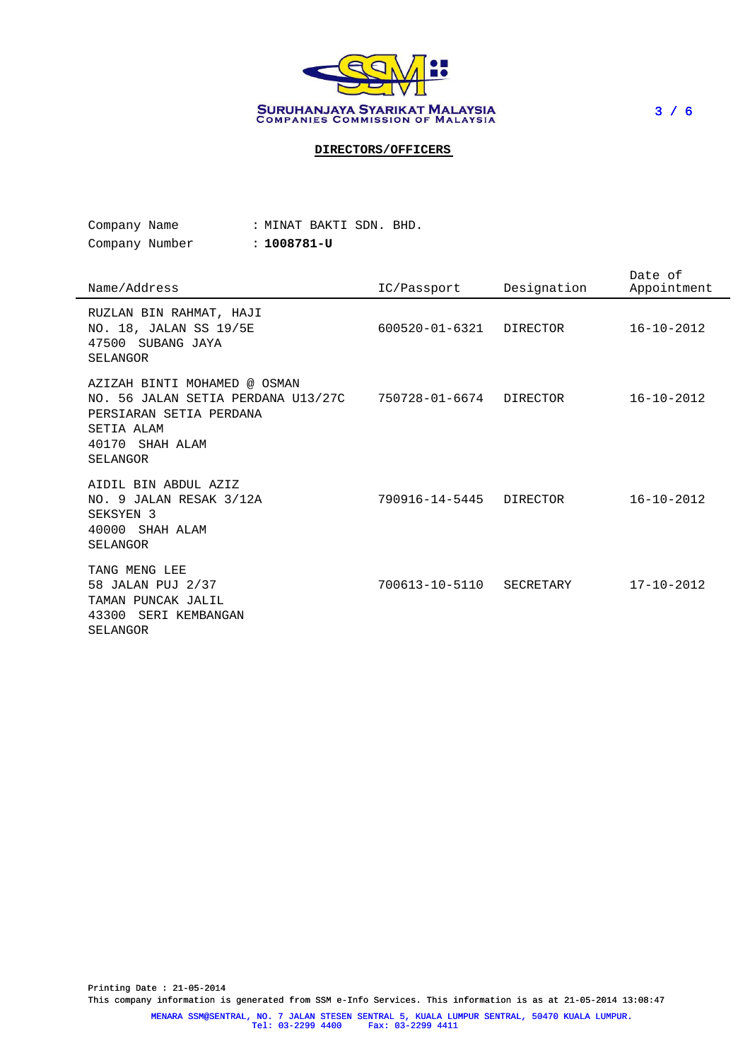SURUHANJAYA SYARIKAT MALAYSIA
COMPANIES COMMISSION OF MALAYSIA

## DIRECTORS/OFFICERS

Company Name : MINAT BAKTI SDN. BHD.
Company Number : **1008781-U**

| Name/Address | IC/Passport | Designation | Date of Appointment |
|---|---|---|---|
| RUZLAN BIN RAHMAT, HAJI<br>NO. 18, JALAN SS 19/5E<br>47500 SUBANG JAYA<br>SELANGOR | 600520-01-6321 | DIRECTOR | 16-10-2012 |
| AZIZAH BINTI MOHAMED @ OSMAN<br>NO. 56 JALAN SETIA PERDANA U13/27C<br>PERSIARAN SETIA PERDANA<br>SETIA ALAM<br>40170 SHAH ALAM<br>SELANGOR | 750728-01-6674 | DIRECTOR | 16-10-2012 |
| AIDIL BIN ABDUL AZIZ<br>NO. 9 JALAN RESAK 3/12A<br>SEKSYEN 3<br>40000 SHAH ALAM<br>SELANGOR | 790916-14-5445 | DIRECTOR | 16-10-2012 |
| TANG MENG LEE<br>58 JALAN PUJ 2/37<br>TAMAN PUNCAK JALIL<br>43300 SERI KEMBANGAN<br>SELANGOR | 700613-10-5110 | SECRETARY | 17-10-2012 |

Printing Date : 21-05-2014
This company information is generated from SSM e-Info Services. This information is as at 21-05-2014 13:08:47

MENARA SSM@SENTRAL, NO. 7 JALAN STESEN SENTRAL 5, KUALA LUMPUR SENTRAL, 50470 KUALA LUMPUR.
Tel: 03-2299 4400 Fax: 03-2299 4411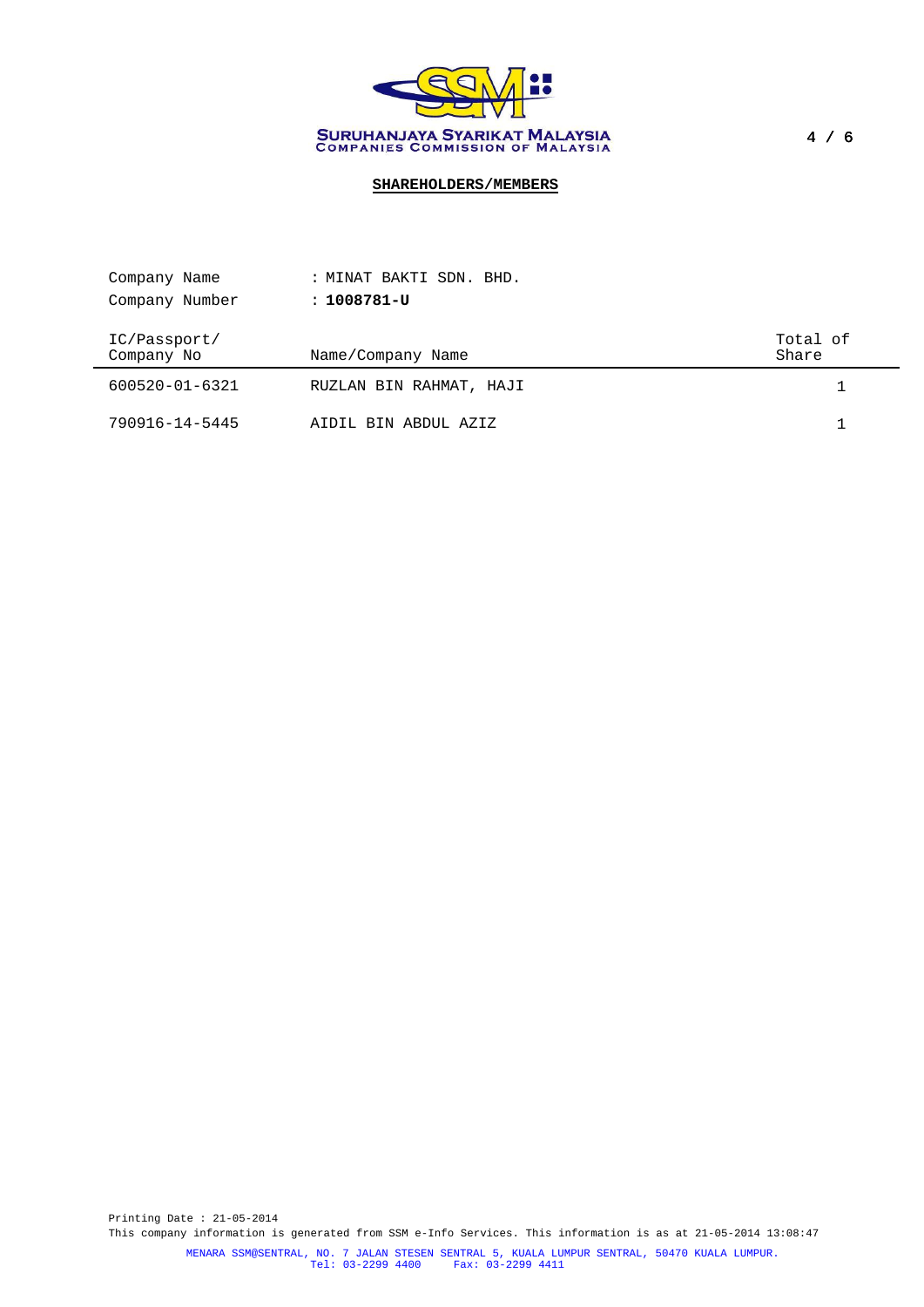SURUHANJAYA SYARIKAT MALAYSIA
COMPANIES COMMISSION OF MALAYSIA

## SHAREHOLDERS/MEMBERS

Company Name : MINAT BAKTI SDN. BHD.
Company Number : **1008781-U**

| IC/Passport/ Company No | Name/Company Name | Total of Share |
|---|---|---|
| 600520-01-6321 | RUZLAN BIN RAHMAT, HAJI | 1 |
| 790916-14-5445 | AIDIL BIN ABDUL AZIZ | 1 |

Printing Date : 21-05-2014
This company information is generated from SSM e-Info Services. This information is as at 21-05-2014 13:08:47

MENARA SSM@SENTRAL, NO. 7 JALAN STESEN SENTRAL 5, KUALA LUMPUR SENTRAL, 50470 KUALA LUMPUR.
Tel: 03-2299 4400 Fax: 03-2299 4411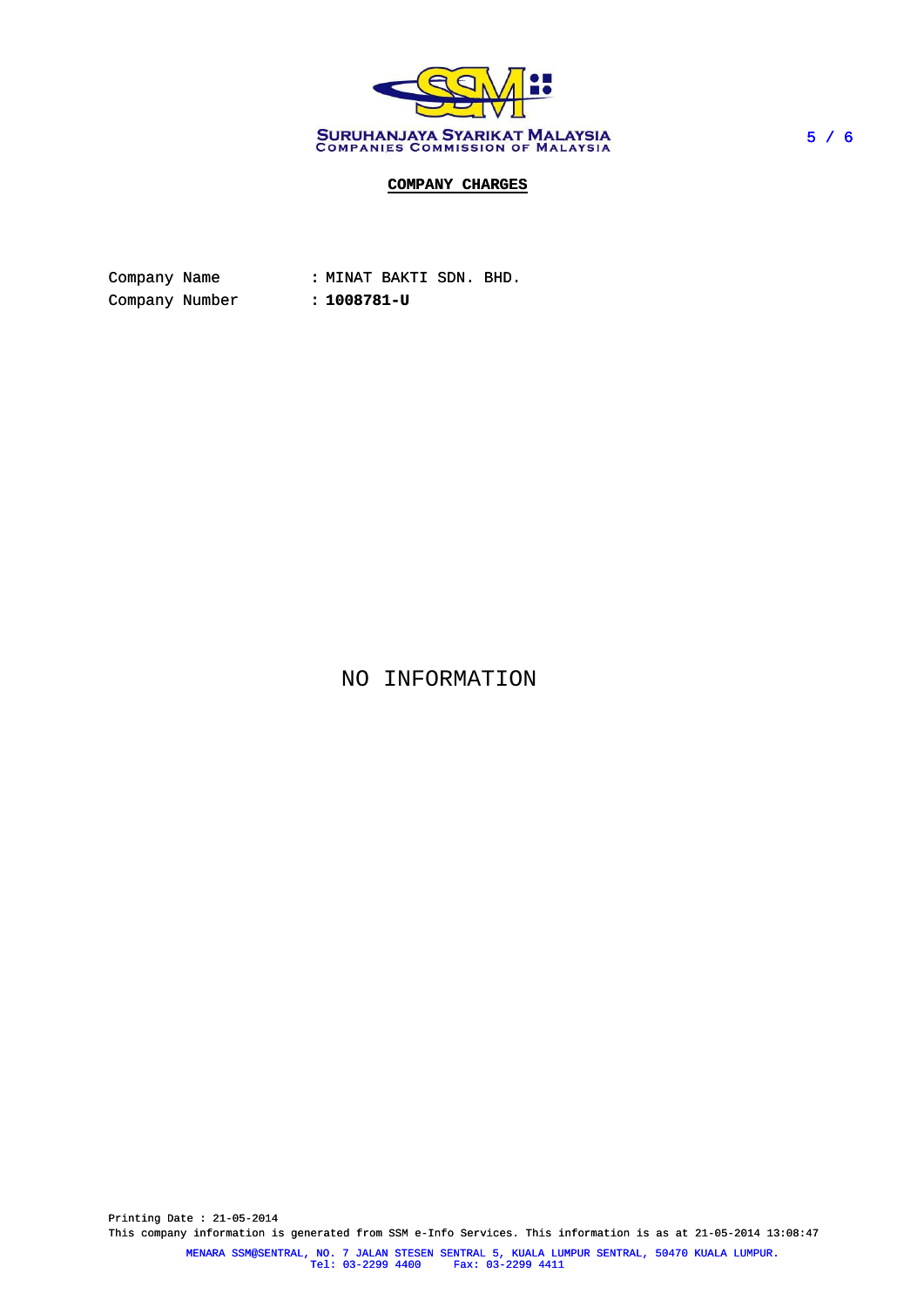SURUHANJAYA SYARIKAT MALAYSIA
COMPANIES COMMISSION OF MALAYSIA

## COMPANY CHARGES

Company Name : MINAT BAKTI SDN. BHD.
Company Number : **1008781-U**

NO INFORMATION

Printing Date : 21-05-2014
This company information is generated from SSM e-Info Services. This information is as at 21-05-2014 13:08:47

MENARA SSM@SENTRAL, NO. 7 JALAN STESEN SENTRAL 5, KUALA LUMPUR SENTRAL, 50470 KUALA LUMPUR.
Tel: 03-2299 4400 Fax: 03-2299 4411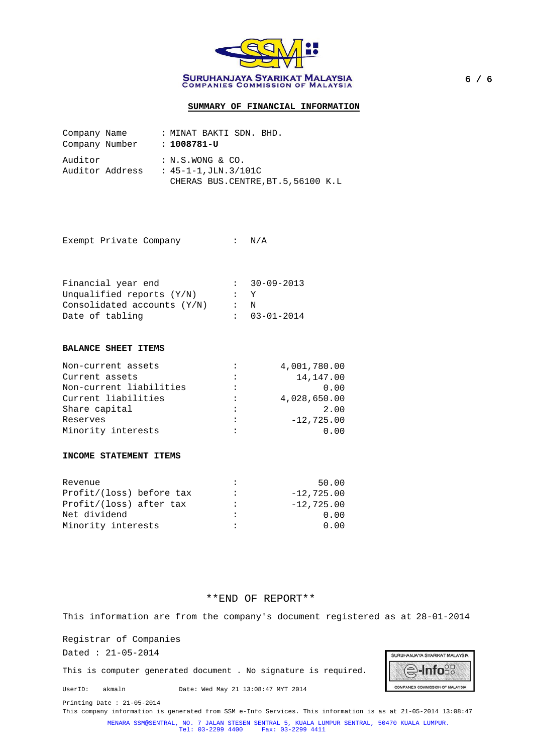SURUHANJAYA SYARIKAT MALAYSIA
COMPANIES COMMISSION OF MALAYSIA

## SUMMARY OF FINANCIAL INFORMATION

| | |
|---|---|
| Company Name | : MINAT BAKTI SDN. BHD. |
| Company Number | : **1008781-U** |
| Auditor | : N.S.WONG & CO. |
| Auditor Address | : 45-1-1,JLN.3/101C CHERAS BUS.CENTRE,BT.5,56100 K.L |

| | | |
|---|---|---|
| Exempt Private Company | : | N/A |

| | | |
|---|---|---|
| Financial year end | : | 30-09-2013 |
| Unqualified reports (Y/N) | : | Y |
| Consolidated accounts (Y/N) | : | N |
| Date of tabling | : | 03-01-2014 |

**BALANCE SHEET ITEMS**

| | | |
|---|---|---:|
| Non-current assets | : | 4,001,780.00 |
| Current assets | : | 14,147.00 |
| Non-current liabilities | : | 0.00 |
| Current liabilities | : | 4,028,650.00 |
| Share capital | : | 2.00 |
| Reserves | : | -12,725.00 |
| Minority interests | : | 0.00 |

**INCOME STATEMENT ITEMS**

| | | |
|---|---|---:|
| Revenue | : | 50.00 |
| Profit/(loss) before tax | : | -12,725.00 |
| Profit/(loss) after tax | : | -12,725.00 |
| Net dividend | : | 0.00 |
| Minority interests | : | 0.00 |

**END OF REPORT**

This information are from the company's document registered as at 28-01-2014

Registrar of Companies

Dated : 21-05-2014

This is computer generated document . No signature is required.

SURUHANJAYA SYARIKAT MALAYSIA e-Info COMPANIES COMMISSION OF MALAYSIA

UserID: akmaln Date: Wed May 21 13:08:47 MYT 2014

Printing Date : 21-05-2014

This company information is generated from SSM e-Info Services. This information is as at 21-05-2014 13:08:47

MENARA SSM@SENTRAL, NO. 7 JALAN STESEN SENTRAL 5, KUALA LUMPUR SENTRAL, 50470 KUALA LUMPUR.
Tel: 03-2299 4400 Fax: 03-2299 4411